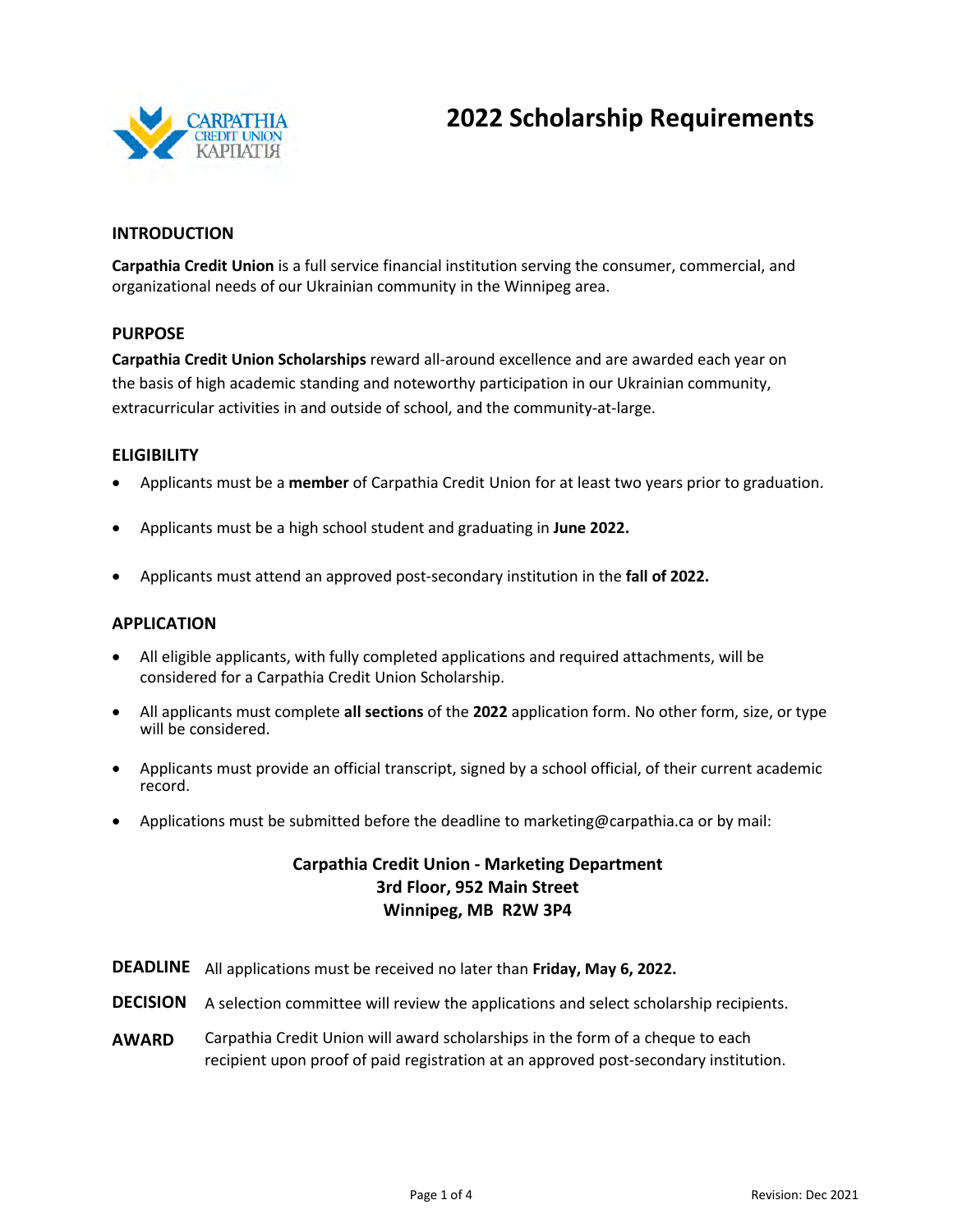# 2022 Scholarship Requirements

## INTRODUCTION

**Carpathia Credit Union** is a full service financial institution serving the consumer, commercial, and organizational needs of our Ukrainian community in the Winnipeg area.

## PURPOSE

**Carpathia Credit Union Scholarships** reward all-around excellence and are awarded each year on the basis of high academic standing and noteworthy participation in our Ukrainian community, extracurricular activities in and outside of school, and the community-at-large.

## ELIGIBILITY

- Applicants must be a **member** of Carpathia Credit Union for at least two years prior to graduation.
- Applicants must be a high school student and graduating in **June 2022.**
- Applicants must attend an approved post-secondary institution in the **fall of 2022.**

## APPLICATION

- All eligible applicants, with fully completed applications and required attachments, will be considered for a Carpathia Credit Union Scholarship.
- All applicants must complete **all sections** of the **2022** application form. No other form, size, or type will be considered.
- Applicants must provide an official transcript, signed by a school official, of their current academic record.
- Applications must be submitted before the deadline to marketing@carpathia.ca or by mail:

**Carpathia Credit Union - Marketing Department**
**3rd Floor, 952 Main Street**
**Winnipeg, MB R2W 3P4**

**DEADLINE** All applications must be received no later than **Friday, May 6, 2022.**

**DECISION** A selection committee will review the applications and select scholarship recipients.

**AWARD** Carpathia Credit Union will award scholarships in the form of a cheque to each recipient upon proof of paid registration at an approved post-secondary institution.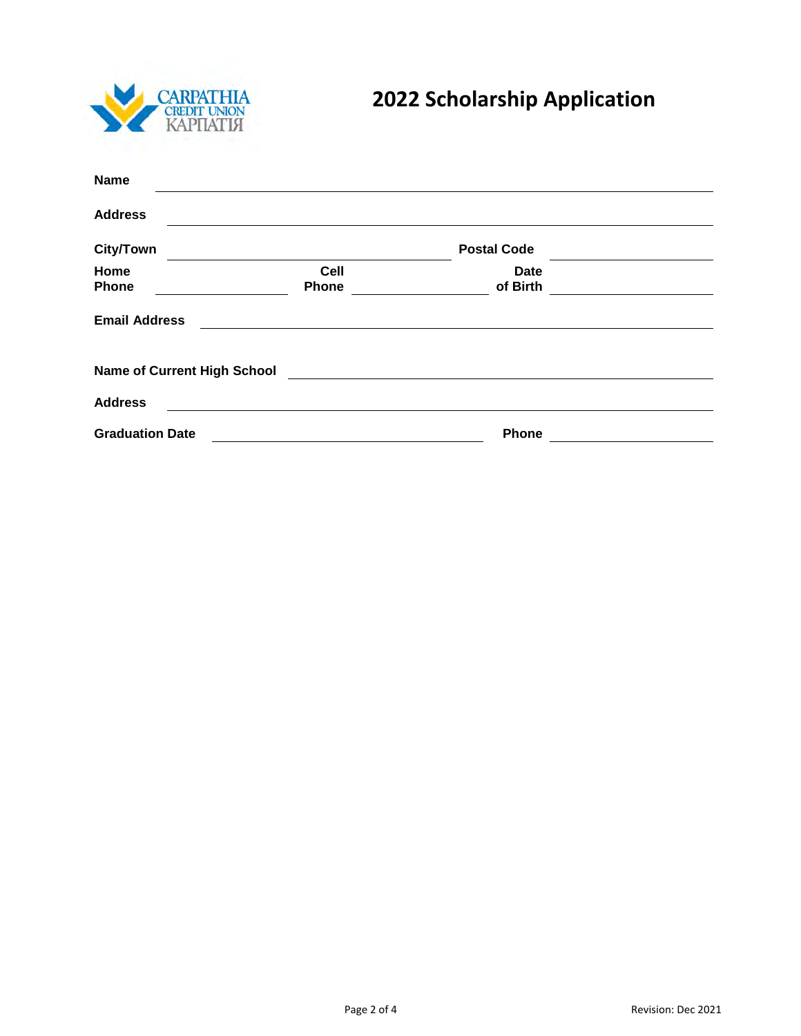# 2022 Scholarship Application

**Name** ______________________________________________

**Address** ______________________________________________

**City/Town** ______________________ **Postal Code** ______________

**Home Phone** ______________ **Cell Phone** ______________ **Date of Birth** ______________

**Email Address** ______________________________________________

**Name of Current High School** ______________________________________________

**Address** ______________________________________________

**Graduation Date** ______________________ **Phone** ______________

Revision: Dec 2021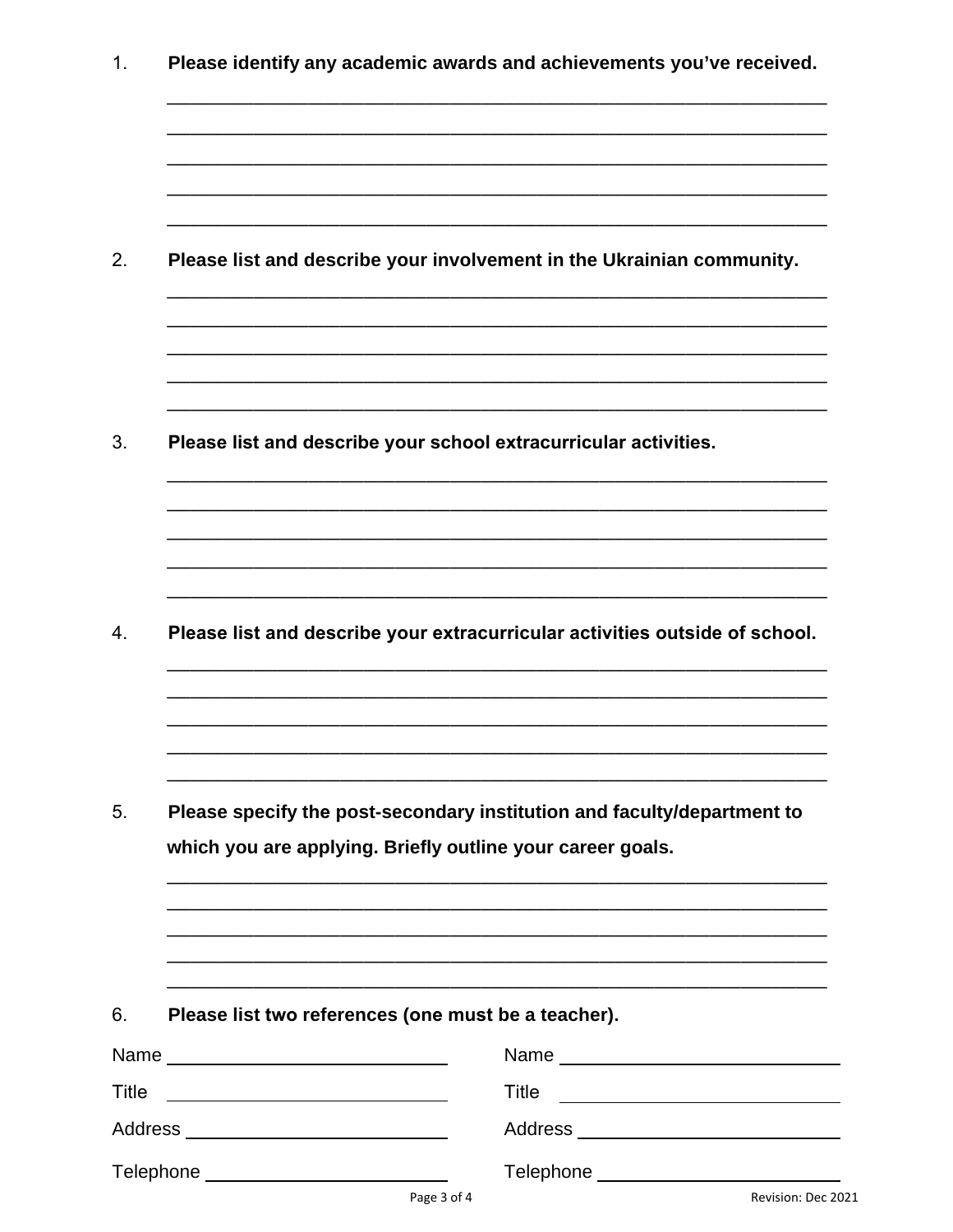1. **Please identify any academic awards and achievements you've received.**

_______________________________________________________________

_______________________________________________________________

_______________________________________________________________

_______________________________________________________________

_______________________________________________________________

2. **Please list and describe your involvement in the Ukrainian community.**

_______________________________________________________________

_______________________________________________________________

_______________________________________________________________

_______________________________________________________________

_______________________________________________________________

3. **Please list and describe your school extracurricular activities.**

_______________________________________________________________

_______________________________________________________________

_______________________________________________________________

_______________________________________________________________

_______________________________________________________________

4. **Please list and describe your extracurricular activities outside of school.**

_______________________________________________________________

_______________________________________________________________

_______________________________________________________________

_______________________________________________________________

_______________________________________________________________

5. **Please specify the post-secondary institution and faculty/department to which you are applying. Briefly outline your career goals.**

_______________________________________________________________

_______________________________________________________________

_______________________________________________________________

_______________________________________________________________

_______________________________________________________________

6. **Please list two references (one must be a teacher).**

| | |
|---|---|
| Name ______________________ | Name ______________________ |
| Title ______________________ | Title ______________________ |
| Address ____________________ | Address ____________________ |
| Telephone __________________ | Telephone __________________ |

Revision: Dec 2021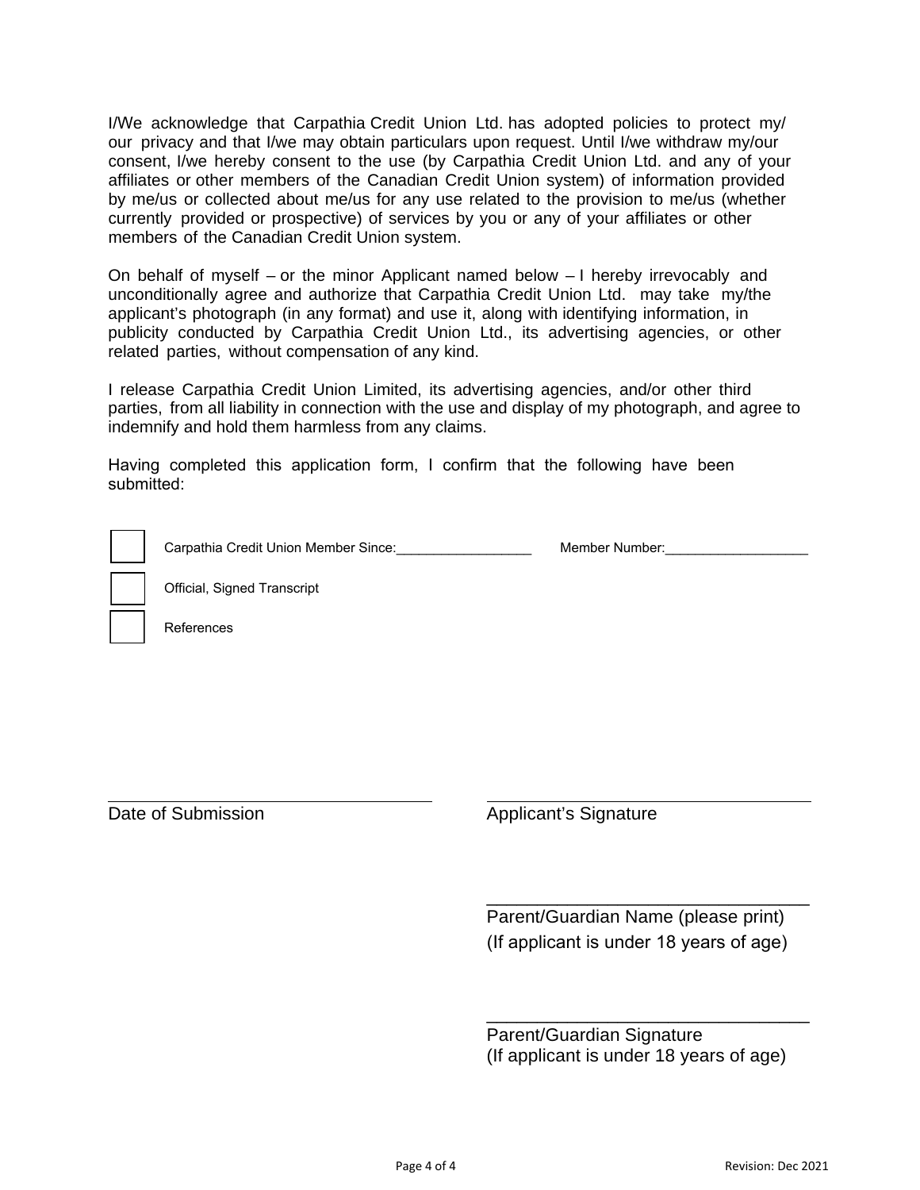I/We acknowledge that Carpathia Credit Union Ltd. has adopted policies to protect my/ our privacy and that I/we may obtain particulars upon request. Until I/we withdraw my/our consent, I/we hereby consent to the use (by Carpathia Credit Union Ltd. and any of your affiliates or other members of the Canadian Credit Union system) of information provided by me/us or collected about me/us for any use related to the provision to me/us (whether currently provided or prospective) of services by you or any of your affiliates or other members of the Canadian Credit Union system.

On behalf of myself – or the minor Applicant named below – I hereby irrevocably and unconditionally agree and authorize that Carpathia Credit Union Ltd. may take my/the applicant's photograph (in any format) and use it, along with identifying information, in publicity conducted by Carpathia Credit Union Ltd., its advertising agencies, or other related parties, without compensation of any kind.

I release Carpathia Credit Union Limited, its advertising agencies, and/or other third parties, from all liability in connection with the use and display of my photograph, and agree to indemnify and hold them harmless from any claims.

Having completed this application form, I confirm that the following have been submitted:

- ☐ Carpathia Credit Union Member Since:__________________ Member Number:___________________
- ☐ Official, Signed Transcript
- ☐ References

_________________________________
Date of Submission

_________________________________
Applicant's Signature

_________________________________
Parent/Guardian Name (please print)
(If applicant is under 18 years of age)

_________________________________
Parent/Guardian Signature
(If applicant is under 18 years of age)

Revision: Dec 2021